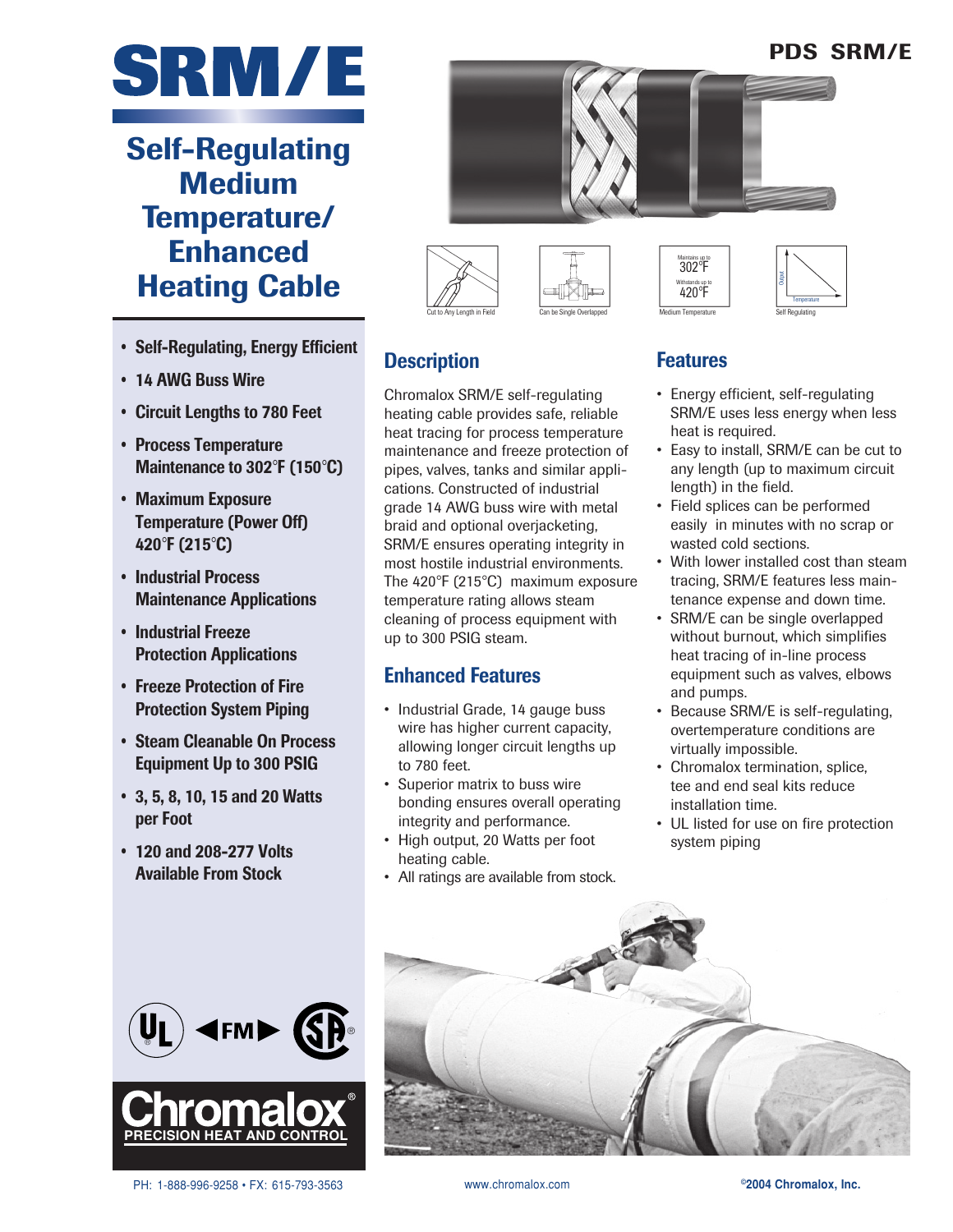# SRM/E

## Self-Regulating Medium Temperature/ Enhanced Heating Cable

- **Self-Regulating, Energy Efficient**
- **14 AWG Buss Wire**
- **Circuit Lengths to 780 Feet**
- **Process Temperature Maintenance to 302°F (150°C)**
- **Maximum Exposure Temperature (Power Off) 420°F (215°C)**
- **Industrial Process Maintenance Applications**
- **Industrial Freeze Protection Applications**
- **Freeze Protection of Fire Protection System Piping**
- **Steam Cleanable On Process Equipment Up to 300 PSIG**
- **3, 5, 8, 10, 15 and 20 Watts per Foot**
- **120 and 208-277 Volts Available From Stock**

Cut to Any Length in Field

Can be Single Overlapped

Maintains up to 302°F / Withstands up to 420°F — Medium Temperature

Self Regulating

## Description

Chromalox SRM/E self-regulating heating cable provides safe, reliable heat tracing for process temperature maintenance and freeze protection of pipes, valves, tanks and similar applications. Constructed of industrial grade 14 AWG buss wire with metal braid and optional overjacketing, SRM/E ensures operating integrity in most hostile industrial environments. The 420°F (215°C) maximum exposure temperature rating allows steam cleaning of process equipment with up to 300 PSIG steam.

## Enhanced Features

- Industrial Grade, 14 gauge buss wire has higher current capacity, allowing longer circuit lengths up to 780 feet.
- Superior matrix to buss wire bonding ensures overall operating integrity and performance.
- High output, 20 Watts per foot heating cable.
- All ratings are available from stock.

## Features

- Energy efficient, self-regulating SRM/E uses less energy when less heat is required.
- Easy to install, SRM/E can be cut to any length (up to maximum circuit length) in the field.
- Field splices can be performed easily in minutes with no scrap or wasted cold sections.
- With lower installed cost than steam tracing, SRM/E features less maintenance expense and down time.
- SRM/E can be single overlapped without burnout, which simplifies heat tracing of in-line process equipment such as valves, elbows and pumps.
- Because SRM/E is self-regulating, overtemperature conditions are virtually impossible.
- Chromalox termination, splice, tee and end seal kits reduce installation time.
- UL listed for use on fire protection system piping

Chromalox® PRECISION HEAT AND CONTROL

PH: 1-888-996-9258 • FX: 615-793-3563 | www.chromalox.com | ©2004 Chromalox, Inc.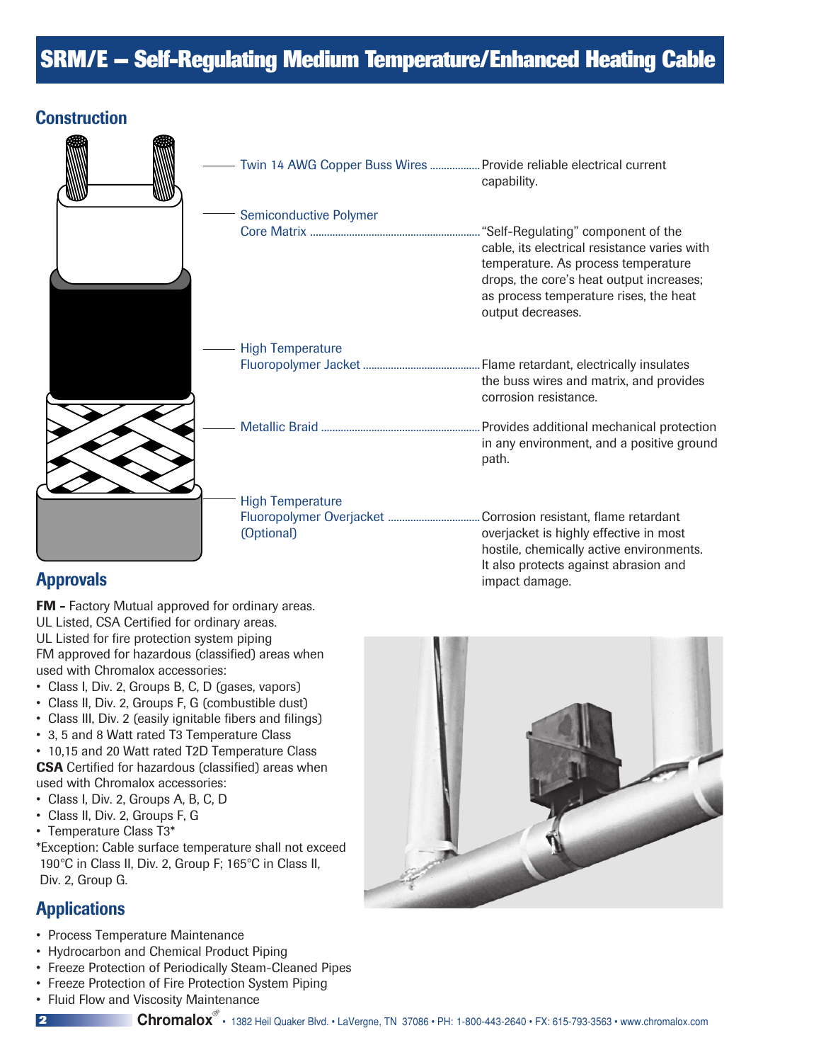# SRM/E – Self-Regulating Medium Temperature/Enhanced Heating Cable

## Construction

- **Twin 14 AWG Copper Buss Wires** — Provide reliable electrical current capability.
- **Semiconductive Polymer Core Matrix** — "Self-Regulating" component of the cable, its electrical resistance varies with temperature. As process temperature drops, the core's heat output increases; as process temperature rises, the heat output decreases.
- **High Temperature Fluoropolymer Jacket** — Flame retardant, electrically insulates the buss wires and matrix, and provides corrosion resistance.
- **Metallic Braid** — Provides additional mechanical protection in any environment, and a positive ground path.
- **High Temperature Fluoropolymer Overjacket (Optional)** — Corrosion resistant, flame retardant overjacket is highly effective in most hostile, chemically active environments. It also protects against abrasion and impact damage.

## Approvals

**FM –** Factory Mutual approved for ordinary areas.
UL Listed, CSA Certified for ordinary areas.
UL Listed for fire protection system piping
FM approved for hazardous (classified) areas when used with Chromalox accessories:

- Class I, Div. 2, Groups B, C, D (gases, vapors)
- Class II, Div. 2, Groups F, G (combustible dust)
- Class III, Div. 2 (easily ignitable fibers and filings)
- 3, 5 and 8 Watt rated T3 Temperature Class
- 10,15 and 20 Watt rated T2D Temperature Class

**CSA** Certified for hazardous (classified) areas when used with Chromalox accessories:

- Class I, Div. 2, Groups A, B, C, D
- Class II, Div. 2, Groups F, G
- Temperature Class T3*

*Exception: Cable surface temperature shall not exceed 190°C in Class II, Div. 2, Group F; 165°C in Class II, Div. 2, Group G.

## Applications

- Process Temperature Maintenance
- Hydrocarbon and Chemical Product Piping
- Freeze Protection of Periodically Steam-Cleaned Pipes
- Freeze Protection of Fire Protection System Piping
- Fluid Flow and Viscosity Maintenance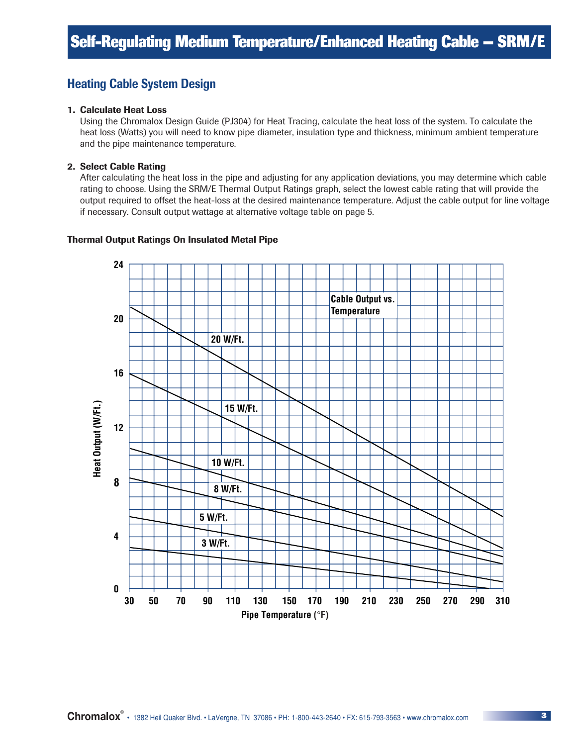# Self-Regulating Medium Temperature/Enhanced Heating Cable – SRM/E

## Heating Cable System Design

**1. Calculate Heat Loss**

Using the Chromalox Design Guide (PJ304) for Heat Tracing, calculate the heat loss of the system. To calculate the heat loss (Watts) you will need to know pipe diameter, insulation type and thickness, minimum ambient temperature and the pipe maintenance temperature.

**2. Select Cable Rating**

After calculating the heat loss in the pipe and adjusting for any application deviations, you may determine which cable rating to choose. Using the SRM/E Thermal Output Ratings graph, select the lowest cable rating that will provide the output required to offset the heat-loss at the desired maintenance temperature. Adjust the cable output for line voltage if necessary. Consult output wattage at alternative voltage table on page 5.

### Thermal Output Ratings On Insulated Metal Pipe

Cable Output vs. Temperature

Curves: 20 W/Ft., 15 W/Ft., 10 W/Ft., 8 W/Ft., 5 W/Ft., 3 W/Ft.

Heat Output (W/Ft.): 0, 4, 8, 12, 16, 20, 24

Pipe Temperature (°F): 30, 50, 70, 90, 110, 130, 150, 170, 190, 210, 230, 250, 270, 290, 310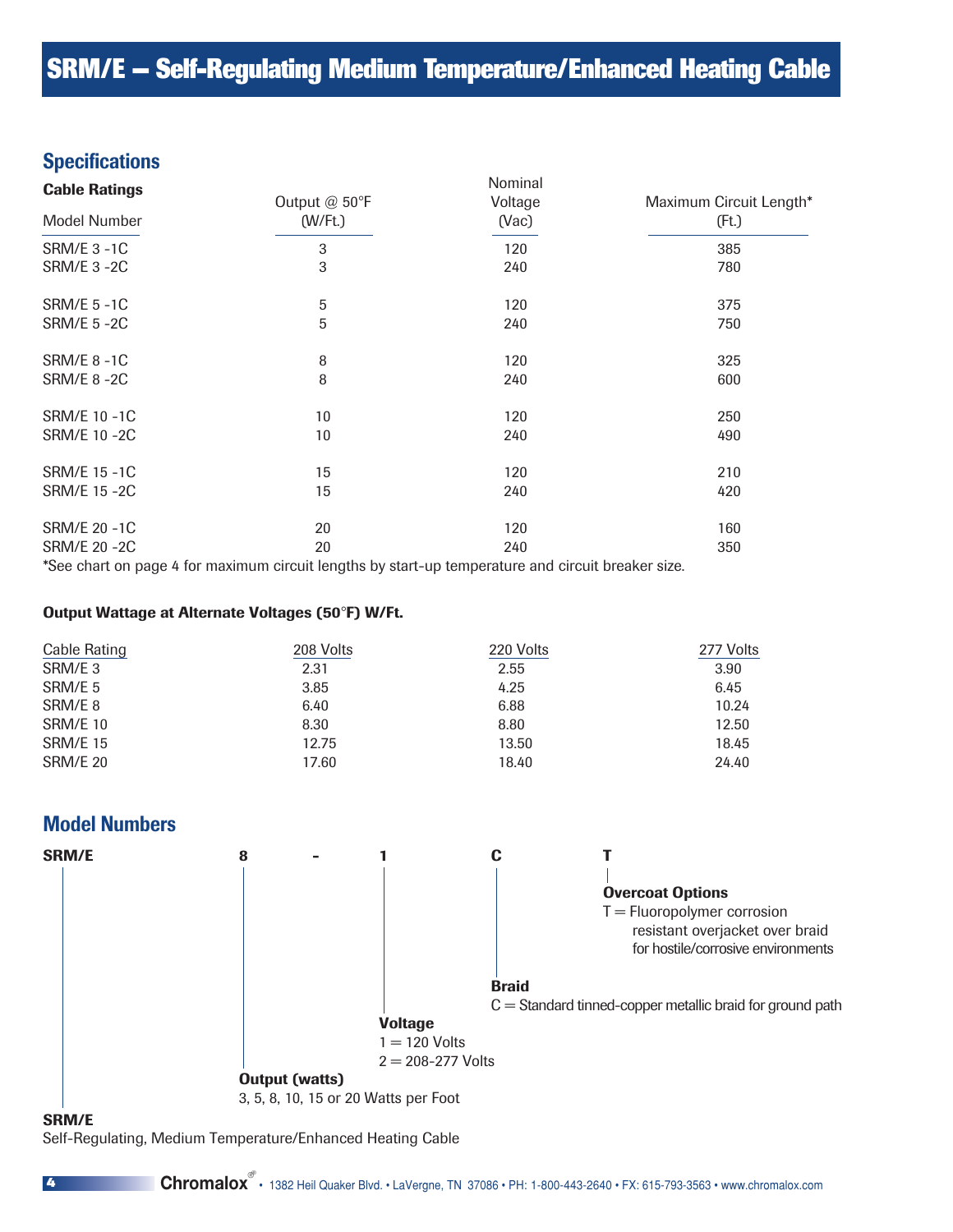# SRM/E – Self-Regulating Medium Temperature/Enhanced Heating Cable

## Specifications

**Cable Ratings**

| Model Number | Output @ 50°F (W/Ft.) | Nominal Voltage (Vac) | Maximum Circuit Length* (Ft.) |
|---|---|---|---|
| SRM/E 3 -1C | 3 | 120 | 385 |
| SRM/E 3 -2C | 3 | 240 | 780 |
| SRM/E 5 -1C | 5 | 120 | 375 |
| SRM/E 5 -2C | 5 | 240 | 750 |
| SRM/E 8 -1C | 8 | 120 | 325 |
| SRM/E 8 -2C | 8 | 240 | 600 |
| SRM/E 10 -1C | 10 | 120 | 250 |
| SRM/E 10 -2C | 10 | 240 | 490 |
| SRM/E 15 -1C | 15 | 120 | 210 |
| SRM/E 15 -2C | 15 | 240 | 420 |
| SRM/E 20 -1C | 20 | 120 | 160 |
| SRM/E 20 -2C | 20 | 240 | 350 |

*See chart on page 4 for maximum circuit lengths by start-up temperature and circuit breaker size.

**Output Wattage at Alternate Voltages (50°F) W/Ft.**

| Cable Rating | 208 Volts | 220 Volts | 277 Volts |
|---|---|---|---|
| SRM/E 3 | 2.31 | 2.55 | 3.90 |
| SRM/E 5 | 3.85 | 4.25 | 6.45 |
| SRM/E 8 | 6.40 | 6.88 | 10.24 |
| SRM/E 10 | 8.30 | 8.80 | 12.50 |
| SRM/E 15 | 12.75 | 13.50 | 18.45 |
| SRM/E 20 | 17.60 | 18.40 | 24.40 |

## Model Numbers

**SRM/E 8 - 1 C T**

**Overcoat Options**
T = Fluoropolymer corrosion resistant overjacket over braid for hostile/corrosive environments

**Braid**
C = Standard tinned-copper metallic braid for ground path

**Voltage**
1 = 120 Volts
2 = 208-277 Volts

**Output (watts)**
3, 5, 8, 10, 15 or 20 Watts per Foot

**SRM/E**
Self-Regulating, Medium Temperature/Enhanced Heating Cable

Chromalox® • 1382 Heil Quaker Blvd. • LaVergne, TN 37086 • PH: 1-800-443-2640 • FX: 615-793-3563 • www.chromalox.com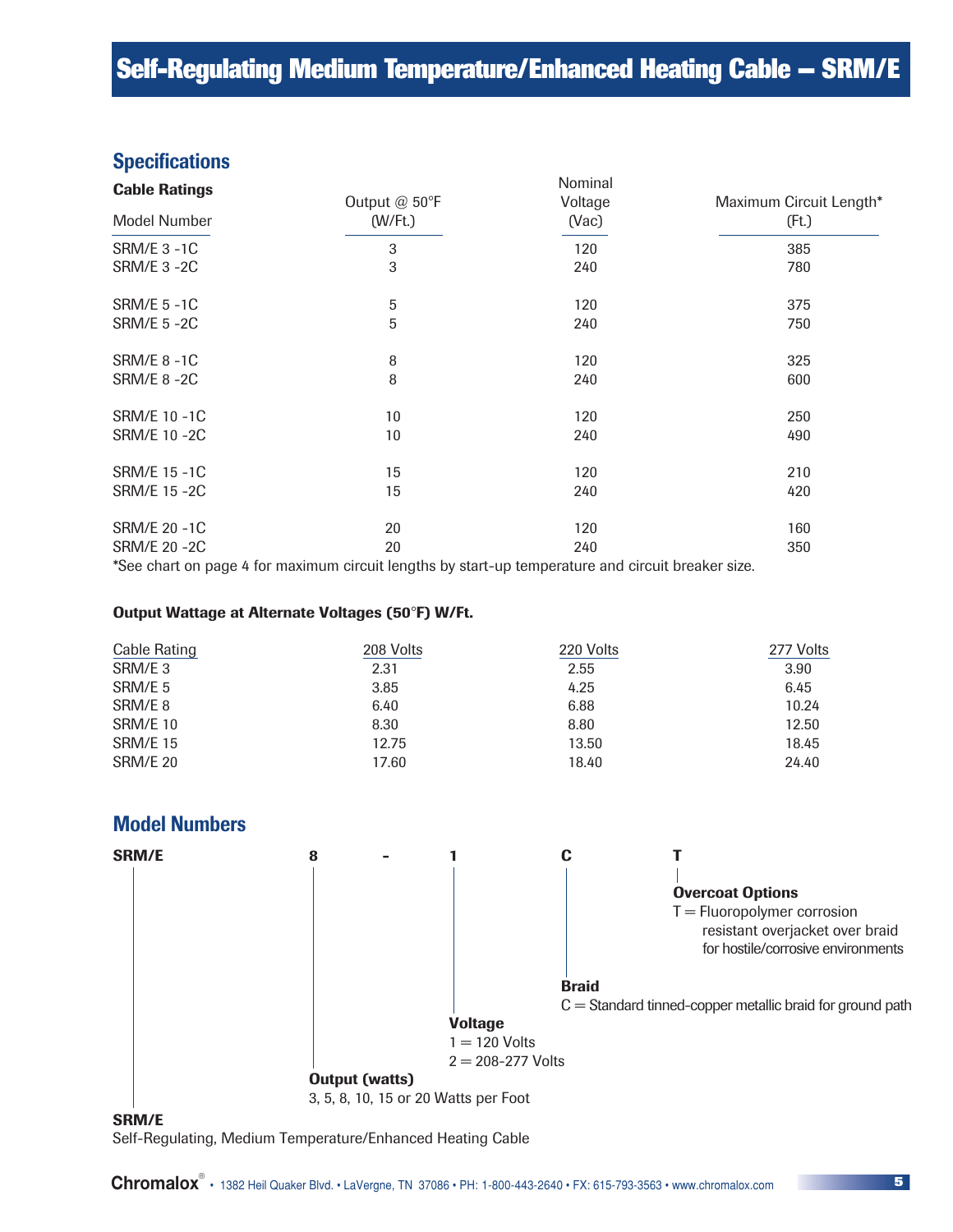# Self-Regulating Medium Temperature/Enhanced Heating Cable – SRM/E

## Specifications

**Cable Ratings**

| Model Number | Output @ 50°F (W/Ft.) | Nominal Voltage (Vac) | Maximum Circuit Length* (Ft.) |
|---|---|---|---|
| SRM/E 3 -1C | 3 | 120 | 385 |
| SRM/E 3 -2C | 3 | 240 | 780 |
| SRM/E 5 -1C | 5 | 120 | 375 |
| SRM/E 5 -2C | 5 | 240 | 750 |
| SRM/E 8 -1C | 8 | 120 | 325 |
| SRM/E 8 -2C | 8 | 240 | 600 |
| SRM/E 10 -1C | 10 | 120 | 250 |
| SRM/E 10 -2C | 10 | 240 | 490 |
| SRM/E 15 -1C | 15 | 120 | 210 |
| SRM/E 15 -2C | 15 | 240 | 420 |
| SRM/E 20 -1C | 20 | 120 | 160 |
| SRM/E 20 -2C | 20 | 240 | 350 |

*See chart on page 4 for maximum circuit lengths by start-up temperature and circuit breaker size.

**Output Wattage at Alternate Voltages (50°F) W/Ft.**

| Cable Rating | 208 Volts | 220 Volts | 277 Volts |
|---|---|---|---|
| SRM/E 3 | 2.31 | 2.55 | 3.90 |
| SRM/E 5 | 3.85 | 4.25 | 6.45 |
| SRM/E 8 | 6.40 | 6.88 | 10.24 |
| SRM/E 10 | 8.30 | 8.80 | 12.50 |
| SRM/E 15 | 12.75 | 13.50 | 18.45 |
| SRM/E 20 | 17.60 | 18.40 | 24.40 |

## Model Numbers

**SRM/E 8 - 1 C T**

**Overcoat Options**
T = Fluoropolymer corrosion resistant overjacket over braid for hostile/corrosive environments

**Braid**
C = Standard tinned-copper metallic braid for ground path

**Voltage**
1 = 120 Volts
2 = 208-277 Volts

**Output (watts)**
3, 5, 8, 10, 15 or 20 Watts per Foot

**SRM/E**
Self-Regulating, Medium Temperature/Enhanced Heating Cable

**Chromalox**® • 1382 Heil Quaker Blvd. • LaVergne, TN 37086 • PH: 1-800-443-2640 • FX: 615-793-3563 • www.chromalox.com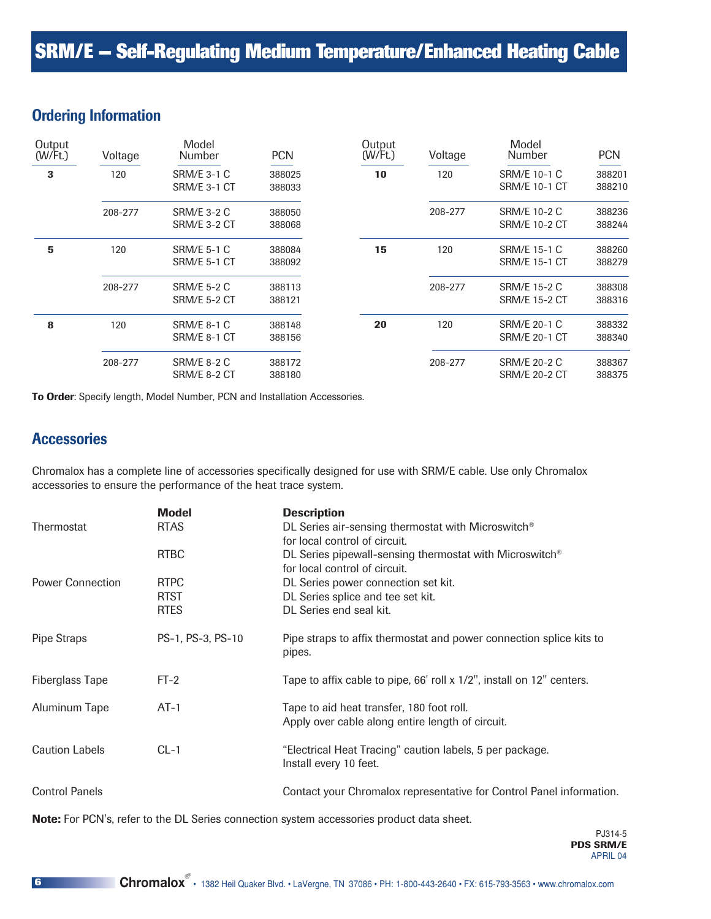# SRM/E – Self-Regulating Medium Temperature/Enhanced Heating Cable

## Ordering Information

| Output (W/Ft.) | Voltage | Model Number | PCN |
|---|---|---|---|
| 3 | 120 | SRM/E 3-1 C | 388025 |
| | | SRM/E 3-1 CT | 388033 |
| | 208-277 | SRM/E 3-2 C | 388050 |
| | | SRM/E 3-2 CT | 388068 |
| 5 | 120 | SRM/E 5-1 C | 388084 |
| | | SRM/E 5-1 CT | 388092 |
| | 208-277 | SRM/E 5-2 C | 388113 |
| | | SRM/E 5-2 CT | 388121 |
| 8 | 120 | SRM/E 8-1 C | 388148 |
| | | SRM/E 8-1 CT | 388156 |
| | 208-277 | SRM/E 8-2 C | 388172 |
| | | SRM/E 8-2 CT | 388180 |
| 10 | 120 | SRM/E 10-1 C | 388201 |
| | | SRM/E 10-1 CT | 388210 |
| | 208-277 | SRM/E 10-2 C | 388236 |
| | | SRM/E 10-2 CT | 388244 |
| 15 | 120 | SRM/E 15-1 C | 388260 |
| | | SRM/E 15-1 CT | 388279 |
| | 208-277 | SRM/E 15-2 C | 388308 |
| | | SRM/E 15-2 CT | 388316 |
| 20 | 120 | SRM/E 20-1 C | 388332 |
| | | SRM/E 20-1 CT | 388340 |
| | 208-277 | SRM/E 20-2 C | 388367 |
| | | SRM/E 20-2 CT | 388375 |

**To Order**: Specify length, Model Number, PCN and Installation Accessories.

## Accessories

Chromalox has a complete line of accessories specifically designed for use with SRM/E cable. Use only Chromalox accessories to ensure the performance of the heat trace system.

| | Model | Description |
|---|---|---|
| Thermostat | RTAS | DL Series air-sensing thermostat with Microswitch® for local control of circuit. |
| | RTBC | DL Series pipewall-sensing thermostat with Microswitch® for local control of circuit. |
| Power Connection | RTPC | DL Series power connection set kit. |
| | RTST | DL Series splice and tee set kit. |
| | RTES | DL Series end seal kit. |
| Pipe Straps | PS-1, PS-3, PS-10 | Pipe straps to affix thermostat and power connection splice kits to pipes. |
| Fiberglass Tape | FT-2 | Tape to affix cable to pipe, 66' roll x 1/2", install on 12" centers. |
| Aluminum Tape | AT-1 | Tape to aid heat transfer, 180 foot roll. Apply over cable along entire length of circuit. |
| Caution Labels | CL-1 | "Electrical Heat Tracing" caution labels, 5 per package. Install every 10 feet. |
| Control Panels | | Contact your Chromalox representative for Control Panel information. |

**Note:** For PCN's, refer to the DL Series connection system accessories product data sheet.

PJ314-5
**PDS SRM/E**
APRIL 04

**Chromalox**® • 1382 Heil Quaker Blvd. • LaVergne, TN 37086 • PH: 1-800-443-2640 • FX: 615-793-3563 • www.chromalox.com